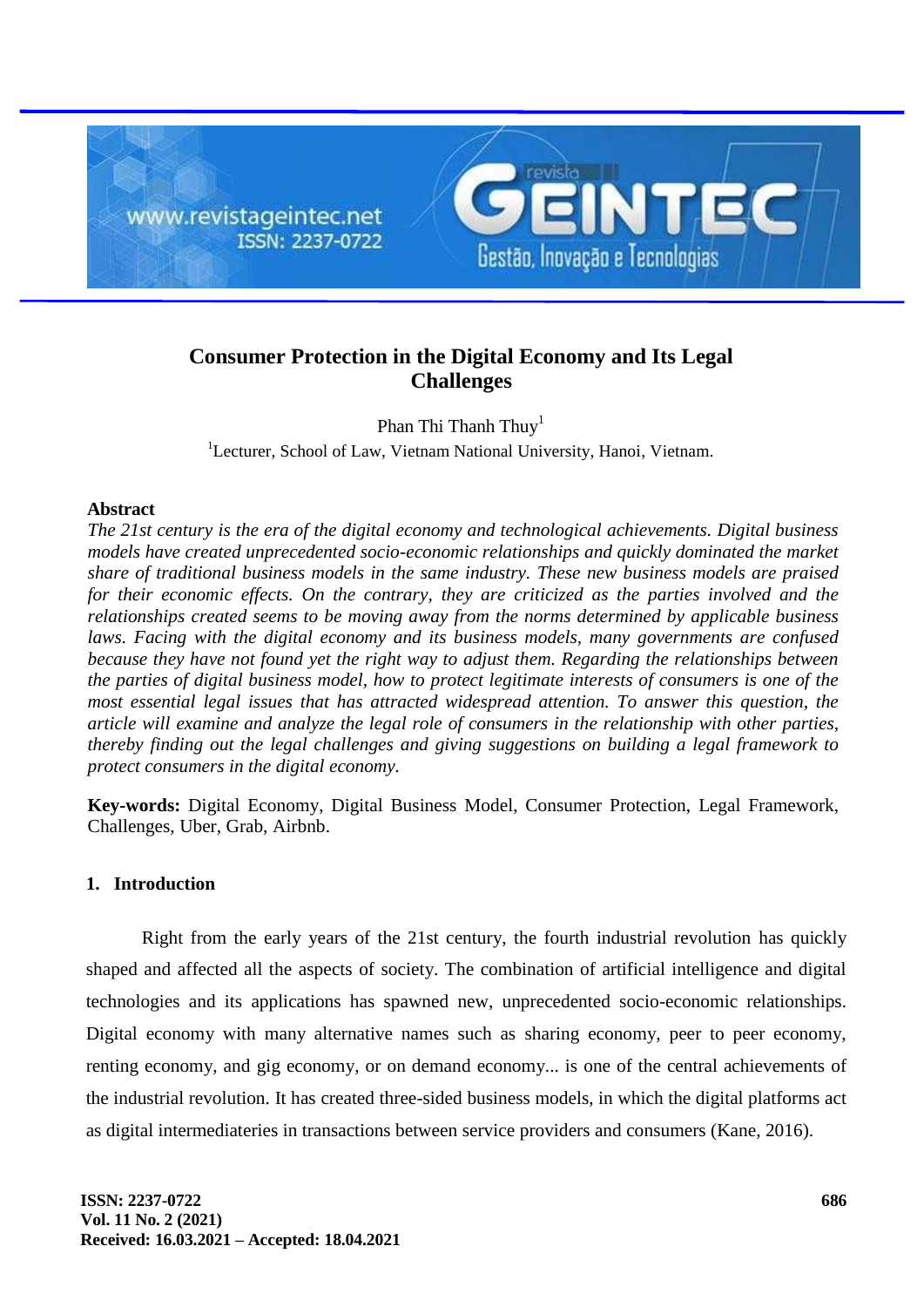# Consumer Protection in the Digital Economy and Its Legal Challenges

Phan Thi Thanh Thuy[1]

[1]Lecturer, School of Law, Vietnam National University, Hanoi, Vietnam.

**Abstract**

*The 21st century is the era of the digital economy and technological achievements. Digital business models have created unprecedented socio-economic relationships and quickly dominated the market share of traditional business models in the same industry. These new business models are praised for their economic effects. On the contrary, they are criticized as the parties involved and the relationships created seems to be moving away from the norms determined by applicable business laws. Facing with the digital economy and its business models, many governments are confused because they have not found yet the right way to adjust them. Regarding the relationships between the parties of digital business model, how to protect legitimate interests of consumers is one of the most essential legal issues that has attracted widespread attention. To answer this question, the article will examine and analyze the legal role of consumers in the relationship with other parties, thereby finding out the legal challenges and giving suggestions on building a legal framework to protect consumers in the digital economy.*

**Key-words:** Digital Economy, Digital Business Model, Consumer Protection, Legal Framework, Challenges, Uber, Grab, Airbnb.

## 1. Introduction

Right from the early years of the 21st century, the fourth industrial revolution has quickly shaped and affected all the aspects of society. The combination of artificial intelligence and digital technologies and its applications has spawned new, unprecedented socio-economic relationships. Digital economy with many alternative names such as sharing economy, peer to peer economy, renting economy, and gig economy, or on demand economy... is one of the central achievements of the industrial revolution. It has created three-sided business models, in which the digital platforms act as digital intermediateries in transactions between service providers and consumers (Kane, 2016).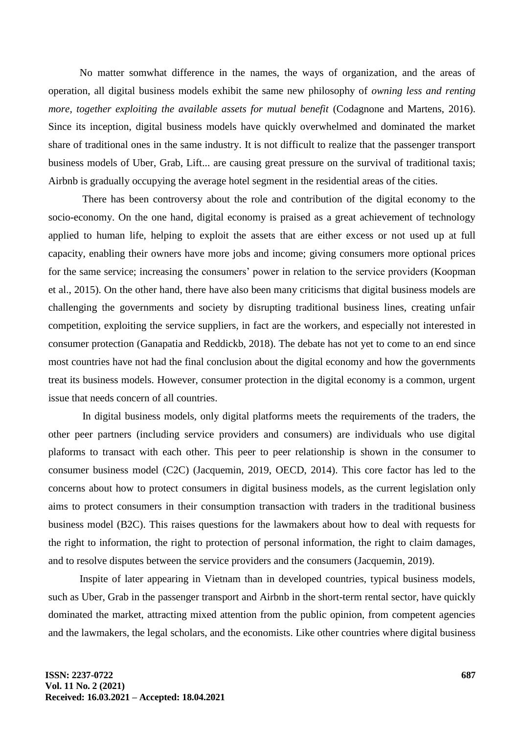No matter somwhat difference in the names, the ways of organization, and the areas of operation, all digital business models exhibit the same new philosophy of *owning less and renting more, together exploiting the available assets for mutual benefit* (Codagnone and Martens, 2016). Since its inception, digital business models have quickly overwhelmed and dominated the market share of traditional ones in the same industry. It is not difficult to realize that the passenger transport business models of Uber, Grab, Lift... are causing great pressure on the survival of traditional taxis; Airbnb is gradually occupying the average hotel segment in the residential areas of the cities.

There has been controversy about the role and contribution of the digital economy to the socio-economy. On the one hand, digital economy is praised as a great achievement of technology applied to human life, helping to exploit the assets that are either excess or not used up at full capacity, enabling their owners have more jobs and income; giving consumers more optional prices for the same service; increasing the consumers' power in relation to the service providers (Koopman et al., 2015). On the other hand, there have also been many criticisms that digital business models are challenging the governments and society by disrupting traditional business lines, creating unfair competition, exploiting the service suppliers, in fact are the workers, and especially not interested in consumer protection (Ganapatia and Reddickb, 2018). The debate has not yet to come to an end since most countries have not had the final conclusion about the digital economy and how the governments treat its business models. However, consumer protection in the digital economy is a common, urgent issue that needs concern of all countries.

In digital business models, only digital platforms meets the requirements of the traders, the other peer partners (including service providers and consumers) are individuals who use digital plaforms to transact with each other. This peer to peer relationship is shown in the consumer to consumer business model (C2C) (Jacquemin, 2019, OECD, 2014). This core factor has led to the concerns about how to protect consumers in digital business models, as the current legislation only aims to protect consumers in their consumption transaction with traders in the traditional business business model (B2C). This raises questions for the lawmakers about how to deal with requests for the right to information, the right to protection of personal information, the right to claim damages, and to resolve disputes between the service providers and the consumers (Jacquemin, 2019).

Inspite of later appearing in Vietnam than in developed countries, typical business models, such as Uber, Grab in the passenger transport and Airbnb in the short-term rental sector, have quickly dominated the market, attracting mixed attention from the public opinion, from competent agencies and the lawmakers, the legal scholars, and the economists. Like other countries where digital business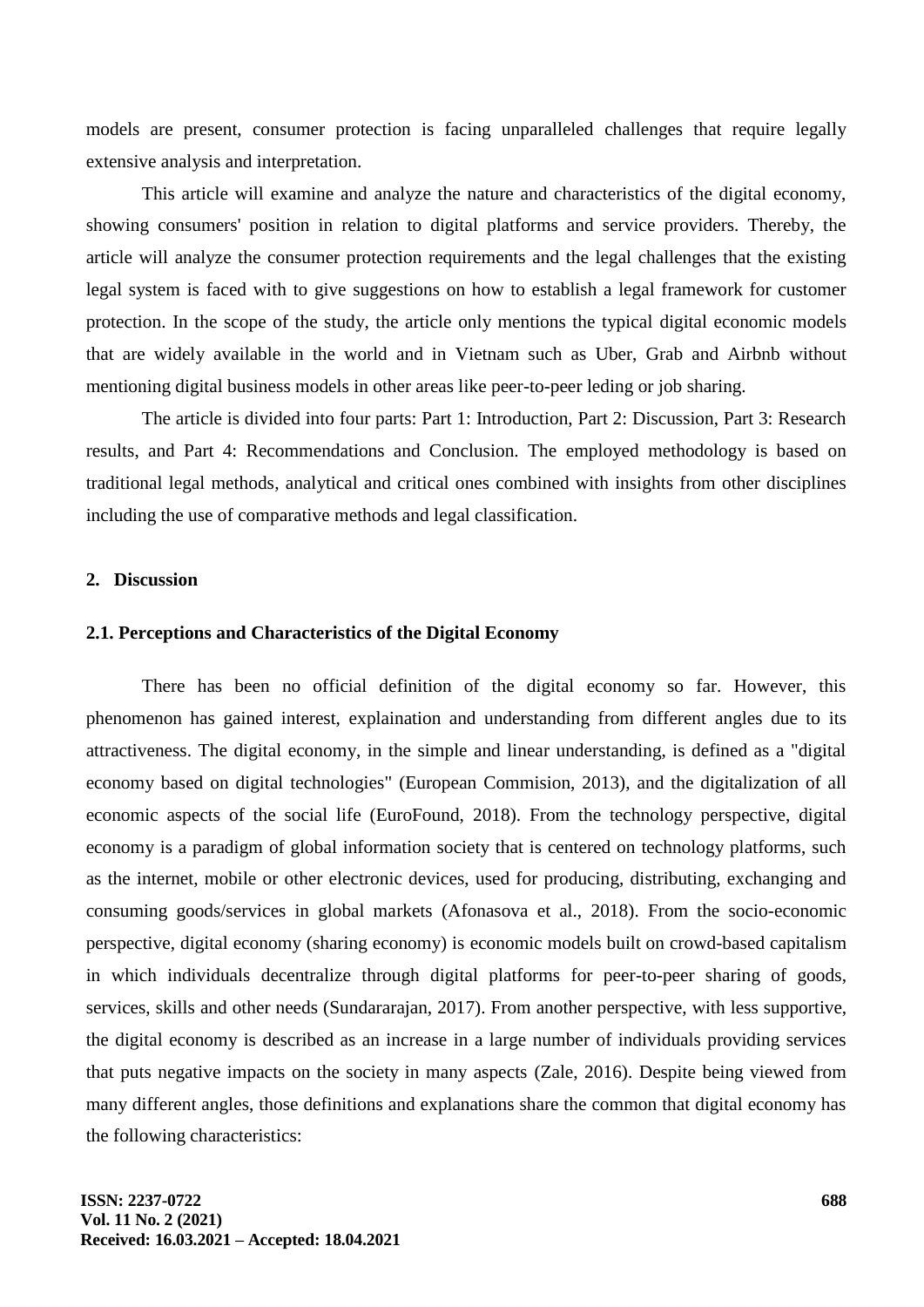models are present, consumer protection is facing unparalleled challenges that require legally extensive analysis and interpretation.

This article will examine and analyze the nature and characteristics of the digital economy, showing consumers' position in relation to digital platforms and service providers. Thereby, the article will analyze the consumer protection requirements and the legal challenges that the existing legal system is faced with to give suggestions on how to establish a legal framework for customer protection. In the scope of the study, the article only mentions the typical digital economic models that are widely available in the world and in Vietnam such as Uber, Grab and Airbnb without mentioning digital business models in other areas like peer-to-peer leding or job sharing.

The article is divided into four parts: Part 1: Introduction, Part 2: Discussion, Part 3: Research results, and Part 4: Recommendations and Conclusion. The employed methodology is based on traditional legal methods, analytical and critical ones combined with insights from other disciplines including the use of comparative methods and legal classification.

## 2. Discussion

### 2.1. Perceptions and Characteristics of the Digital Economy

There has been no official definition of the digital economy so far. However, this phenomenon has gained interest, explaination and understanding from different angles due to its attractiveness. The digital economy, in the simple and linear understanding, is defined as a "digital economy based on digital technologies" (European Commision, 2013), and the digitalization of all economic aspects of the social life (EuroFound, 2018). From the technology perspective, digital economy is a paradigm of global information society that is centered on technology platforms, such as the internet, mobile or other electronic devices, used for producing, distributing, exchanging and consuming goods/services in global markets (Afonasova et al., 2018). From the socio-economic perspective, digital economy (sharing economy) is economic models built on crowd-based capitalism in which individuals decentralize through digital platforms for peer-to-peer sharing of goods, services, skills and other needs (Sundararajan, 2017). From another perspective, with less supportive, the digital economy is described as an increase in a large number of individuals providing services that puts negative impacts on the society in many aspects (Zale, 2016). Despite being viewed from many different angles, those definitions and explanations share the common that digital economy has the following characteristics: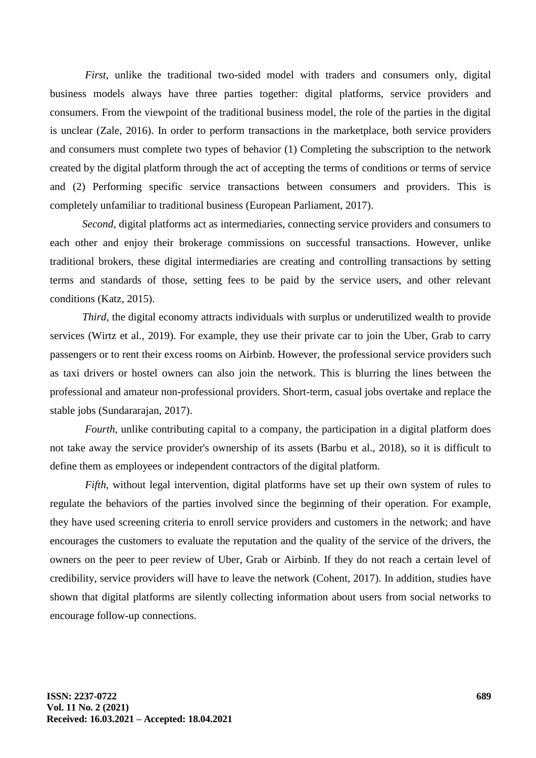*First*, unlike the traditional two-sided model with traders and consumers only, digital business models always have three parties together: digital platforms, service providers and consumers. From the viewpoint of the traditional business model, the role of the parties in the digital is unclear (Zale, 2016). In order to perform transactions in the marketplace, both service providers and consumers must complete two types of behavior (1) Completing the subscription to the network created by the digital platform through the act of accepting the terms of conditions or terms of service and (2) Performing specific service transactions between consumers and providers. This is completely unfamiliar to traditional business (European Parliament, 2017).

*Second*, digital platforms act as intermediaries, connecting service providers and consumers to each other and enjoy their brokerage commissions on successful transactions. However, unlike traditional brokers, these digital intermediaries are creating and controlling transactions by setting terms and standards of those, setting fees to be paid by the service users, and other relevant conditions (Katz, 2015).

*Third*, the digital economy attracts individuals with surplus or underutilized wealth to provide services (Wirtz et al., 2019). For example, they use their private car to join the Uber, Grab to carry passengers or to rent their excess rooms on Airbinb. However, the professional service providers such as taxi drivers or hostel owners can also join the network. This is blurring the lines between the professional and amateur non-professional providers. Short-term, casual jobs overtake and replace the stable jobs (Sundararajan, 2017).

*Fourth*, unlike contributing capital to a company, the participation in a digital platform does not take away the service provider's ownership of its assets (Barbu et al., 2018), so it is difficult to define them as employees or independent contractors of the digital platform.

*Fifth*, without legal intervention, digital platforms have set up their own system of rules to regulate the behaviors of the parties involved since the beginning of their operation. For example, they have used screening criteria to enroll service providers and customers in the network; and have encourages the customers to evaluate the reputation and the quality of the service of the drivers, the owners on the peer to peer review of Uber, Grab or Airbinb. If they do not reach a certain level of credibility, service providers will have to leave the network (Cohent, 2017). In addition, studies have shown that digital platforms are silently collecting information about users from social networks to encourage follow-up connections.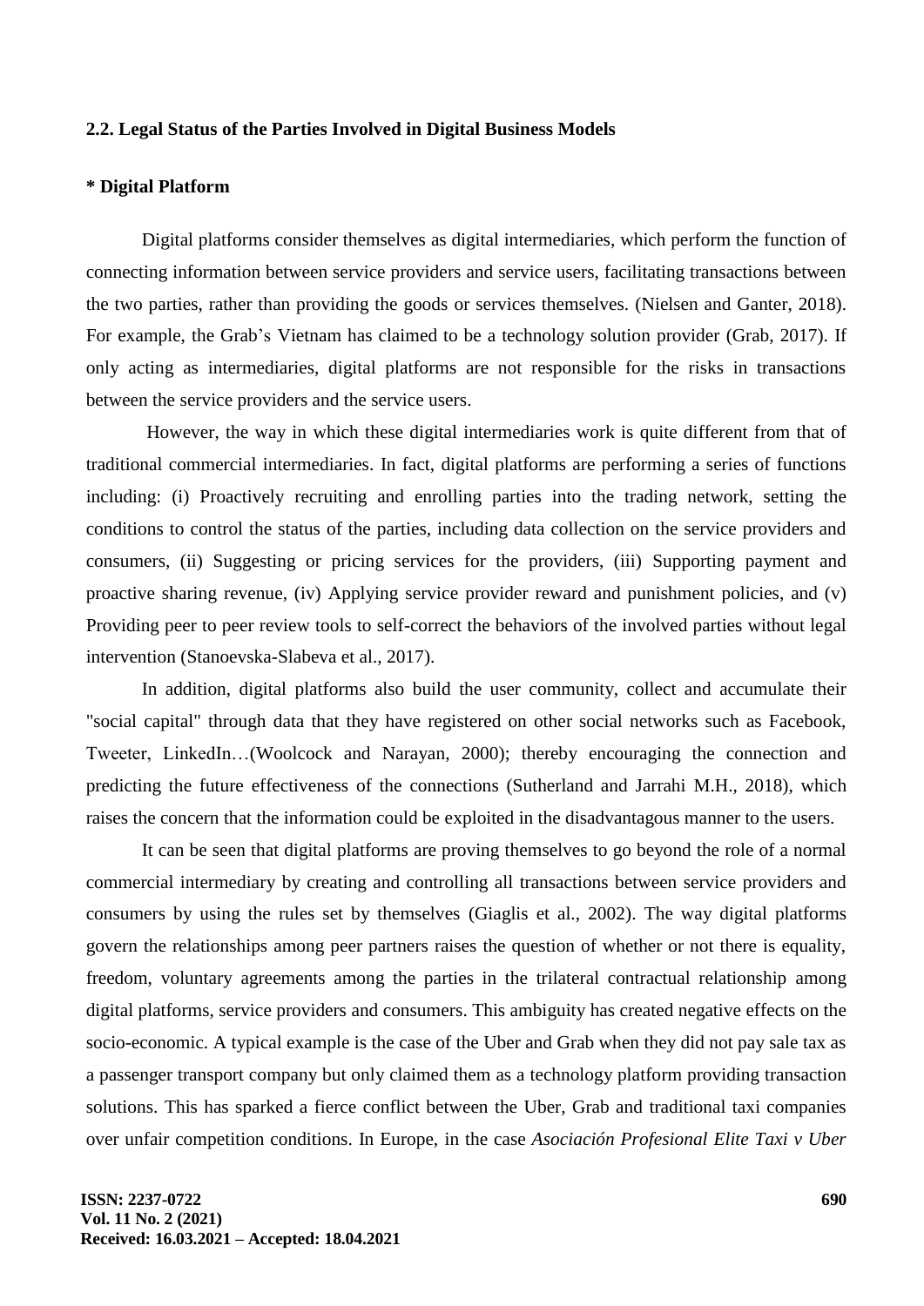### 2.2. Legal Status of the Parties Involved in Digital Business Models

**\* Digital Platform**

Digital platforms consider themselves as digital intermediaries, which perform the function of connecting information between service providers and service users, facilitating transactions between the two parties, rather than providing the goods or services themselves. (Nielsen and Ganter, 2018). For example, the Grab's Vietnam has claimed to be a technology solution provider (Grab, 2017). If only acting as intermediaries, digital platforms are not responsible for the risks in transactions between the service providers and the service users.

However, the way in which these digital intermediaries work is quite different from that of traditional commercial intermediaries. In fact, digital platforms are performing a series of functions including: (i) Proactively recruiting and enrolling parties into the trading network, setting the conditions to control the status of the parties, including data collection on the service providers and consumers, (ii) Suggesting or pricing services for the providers, (iii) Supporting payment and proactive sharing revenue, (iv) Applying service provider reward and punishment policies, and (v) Providing peer to peer review tools to self-correct the behaviors of the involved parties without legal intervention (Stanoevska-Slabeva et al., 2017).

In addition, digital platforms also build the user community, collect and accumulate their "social capital" through data that they have registered on other social networks such as Facebook, Tweeter, LinkedIn…(Woolcock and Narayan, 2000); thereby encouraging the connection and predicting the future effectiveness of the connections (Sutherland and Jarrahi M.H., 2018), which raises the concern that the information could be exploited in the disadvantagous manner to the users.

It can be seen that digital platforms are proving themselves to go beyond the role of a normal commercial intermediary by creating and controlling all transactions between service providers and consumers by using the rules set by themselves (Giaglis et al., 2002). The way digital platforms govern the relationships among peer partners raises the question of whether or not there is equality, freedom, voluntary agreements among the parties in the trilateral contractual relationship among digital platforms, service providers and consumers. This ambiguity has created negative effects on the socio-economic. A typical example is the case of the Uber and Grab when they did not pay sale tax as a passenger transport company but only claimed them as a technology platform providing transaction solutions. This has sparked a fierce conflict between the Uber, Grab and traditional taxi companies over unfair competition conditions. In Europe, in the case *Asociación Profesional Elite Taxi v Uber*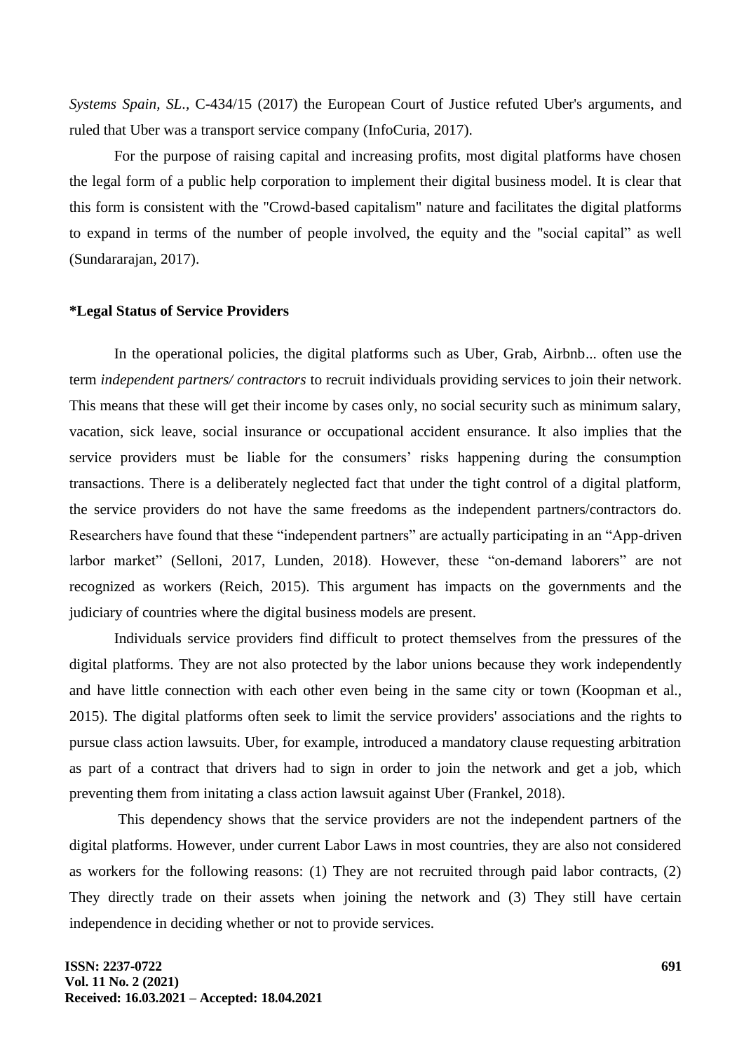*Systems Spain, SL.*, C-434/15 (2017) the European Court of Justice refuted Uber's arguments, and ruled that Uber was a transport service company (InfoCuria, 2017).

For the purpose of raising capital and increasing profits, most digital platforms have chosen the legal form of a public help corporation to implement their digital business model. It is clear that this form is consistent with the "Crowd-based capitalism" nature and facilitates the digital platforms to expand in terms of the number of people involved, the equity and the "social capital" as well (Sundararajan, 2017).

### *Legal Status of Service Providers

In the operational policies, the digital platforms such as Uber, Grab, Airbnb... often use the term *independent partners/ contractors* to recruit individuals providing services to join their network. This means that these will get their income by cases only, no social security such as minimum salary, vacation, sick leave, social insurance or occupational accident ensurance. It also implies that the service providers must be liable for the consumers' risks happening during the consumption transactions. There is a deliberately neglected fact that under the tight control of a digital platform, the service providers do not have the same freedoms as the independent partners/contractors do. Researchers have found that these "independent partners" are actually participating in an "App-driven larbor market" (Selloni, 2017, Lunden, 2018). However, these "on-demand laborers" are not recognized as workers (Reich, 2015). This argument has impacts on the governments and the judiciary of countries where the digital business models are present.

Individuals service providers find difficult to protect themselves from the pressures of the digital platforms. They are not also protected by the labor unions because they work independently and have little connection with each other even being in the same city or town (Koopman et al., 2015). The digital platforms often seek to limit the service providers' associations and the rights to pursue class action lawsuits. Uber, for example, introduced a mandatory clause requesting arbitration as part of a contract that drivers had to sign in order to join the network and get a job, which preventing them from initating a class action lawsuit against Uber (Frankel, 2018).

This dependency shows that the service providers are not the independent partners of the digital platforms. However, under current Labor Laws in most countries, they are also not considered as workers for the following reasons: (1) They are not recruited through paid labor contracts, (2) They directly trade on their assets when joining the network and (3) They still have certain independence in deciding whether or not to provide services.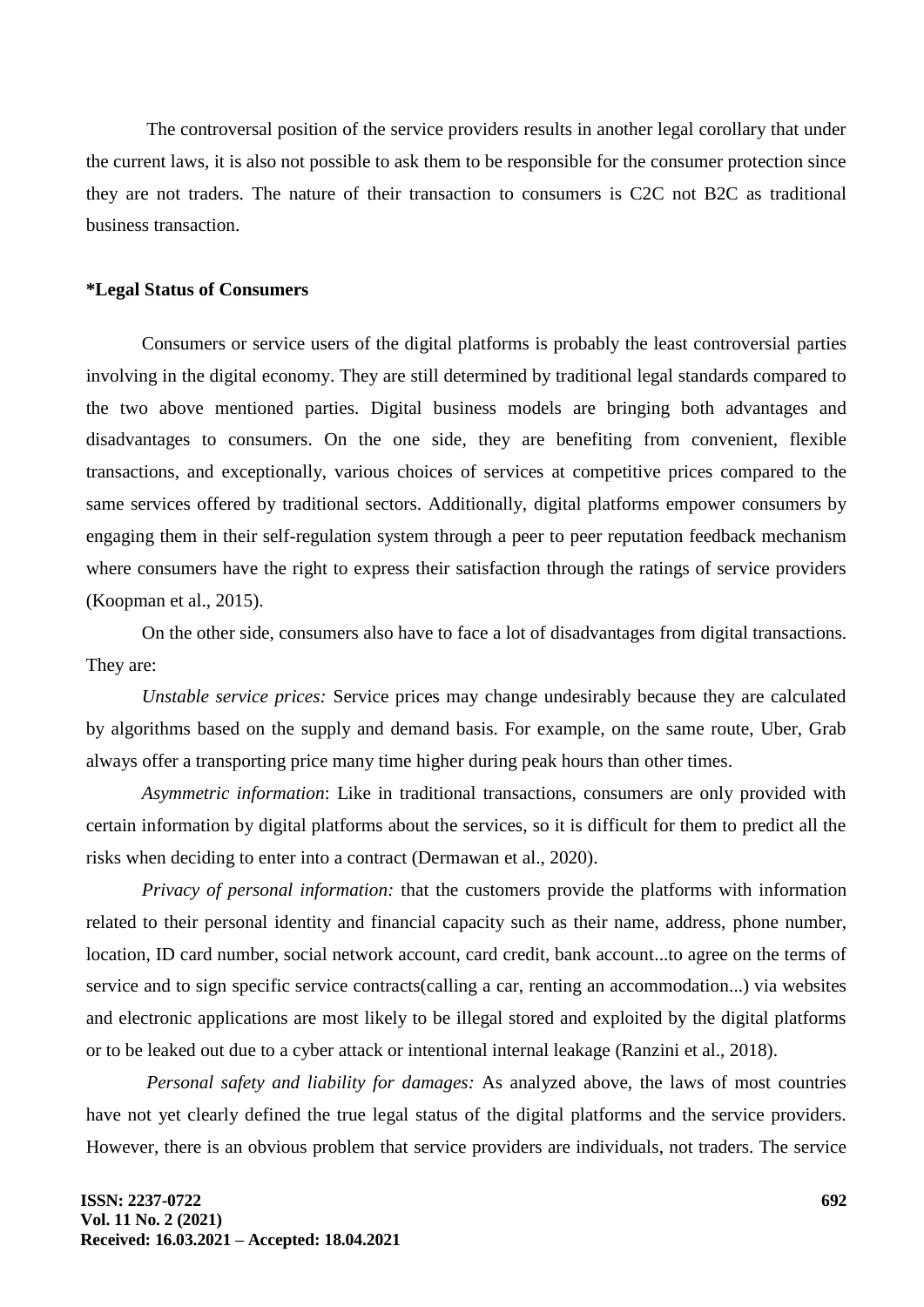The controversal position of the service providers results in another legal corollary that under the current laws, it is also not possible to ask them to be responsible for the consumer protection since they are not traders. The nature of their transaction to consumers is C2C not B2C as traditional business transaction.

**\*Legal Status of Consumers**

Consumers or service users of the digital platforms is probably the least controversial parties involving in the digital economy. They are still determined by traditional legal standards compared to the two above mentioned parties. Digital business models are bringing both advantages and disadvantages to consumers. On the one side, they are benefiting from convenient, flexible transactions, and exceptionally, various choices of services at competitive prices compared to the same services offered by traditional sectors. Additionally, digital platforms empower consumers by engaging them in their self-regulation system through a peer to peer reputation feedback mechanism where consumers have the right to express their satisfaction through the ratings of service providers (Koopman et al., 2015).

On the other side, consumers also have to face a lot of disadvantages from digital transactions. They are:

*Unstable service prices:* Service prices may change undesirably because they are calculated by algorithms based on the supply and demand basis. For example, on the same route, Uber, Grab always offer a transporting price many time higher during peak hours than other times.

*Asymmetric information*: Like in traditional transactions, consumers are only provided with certain information by digital platforms about the services, so it is difficult for them to predict all the risks when deciding to enter into a contract (Dermawan et al., 2020).

*Privacy of personal information:* that the customers provide the platforms with information related to their personal identity and financial capacity such as their name, address, phone number, location, ID card number, social network account, card credit, bank account...to agree on the terms of service and to sign specific service contracts(calling a car, renting an accommodation...) via websites and electronic applications are most likely to be illegal stored and exploited by the digital platforms or to be leaked out due to a cyber attack or intentional internal leakage (Ranzini et al., 2018).

*Personal safety and liability for damages:* As analyzed above, the laws of most countries have not yet clearly defined the true legal status of the digital platforms and the service providers. However, there is an obvious problem that service providers are individuals, not traders. The service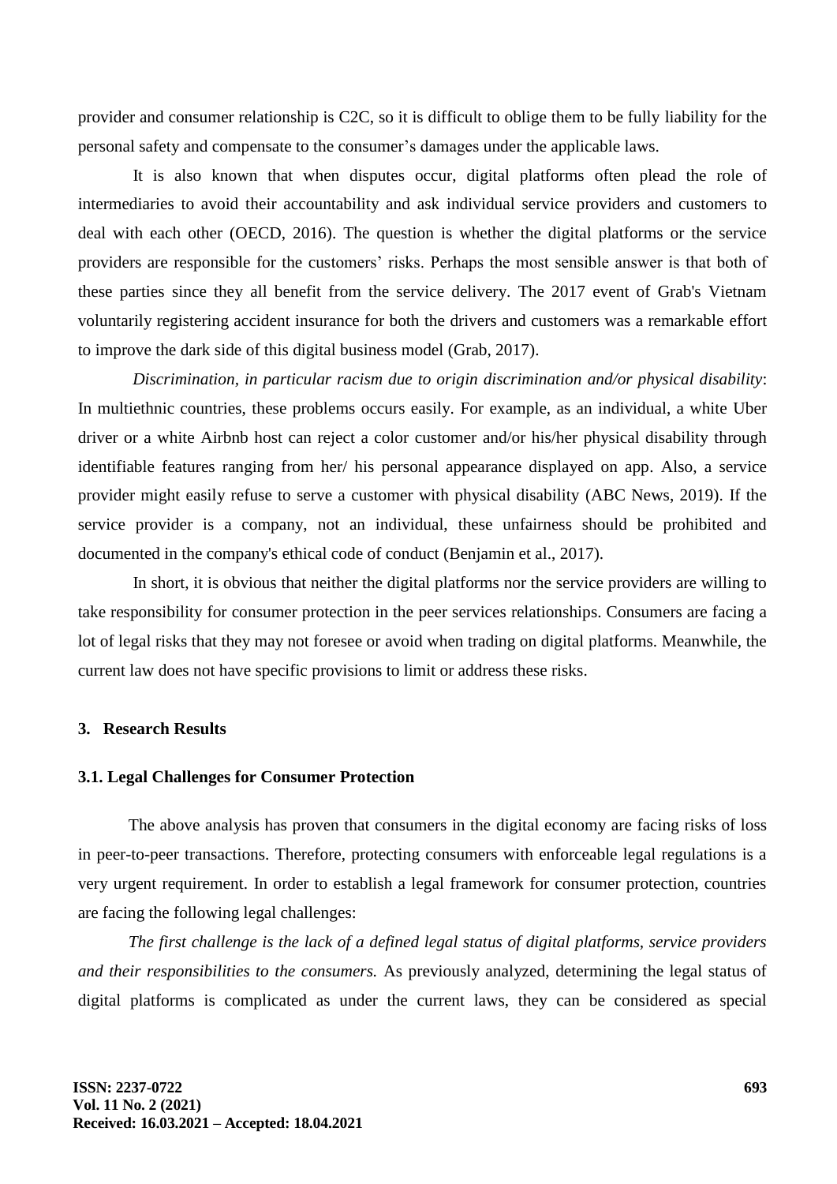provider and consumer relationship is C2C, so it is difficult to oblige them to be fully liability for the personal safety and compensate to the consumer's damages under the applicable laws.

It is also known that when disputes occur, digital platforms often plead the role of intermediaries to avoid their accountability and ask individual service providers and customers to deal with each other (OECD, 2016). The question is whether the digital platforms or the service providers are responsible for the customers' risks. Perhaps the most sensible answer is that both of these parties since they all benefit from the service delivery. The 2017 event of Grab's Vietnam voluntarily registering accident insurance for both the drivers and customers was a remarkable effort to improve the dark side of this digital business model (Grab, 2017).

*Discrimination, in particular racism due to origin discrimination and/or physical disability*: In multiethnic countries, these problems occurs easily. For example, as an individual, a white Uber driver or a white Airbnb host can reject a color customer and/or his/her physical disability through identifiable features ranging from her/ his personal appearance displayed on app. Also, a service provider might easily refuse to serve a customer with physical disability (ABC News, 2019). If the service provider is a company, not an individual, these unfairness should be prohibited and documented in the company's ethical code of conduct (Benjamin et al., 2017).

In short, it is obvious that neither the digital platforms nor the service providers are willing to take responsibility for consumer protection in the peer services relationships. Consumers are facing a lot of legal risks that they may not foresee or avoid when trading on digital platforms. Meanwhile, the current law does not have specific provisions to limit or address these risks.

## 3. Research Results

### 3.1. Legal Challenges for Consumer Protection

The above analysis has proven that consumers in the digital economy are facing risks of loss in peer-to-peer transactions. Therefore, protecting consumers with enforceable legal regulations is a very urgent requirement. In order to establish a legal framework for consumer protection, countries are facing the following legal challenges:

*The first challenge is the lack of a defined legal status of digital platforms, service providers and their responsibilities to the consumers.* As previously analyzed, determining the legal status of digital platforms is complicated as under the current laws, they can be considered as special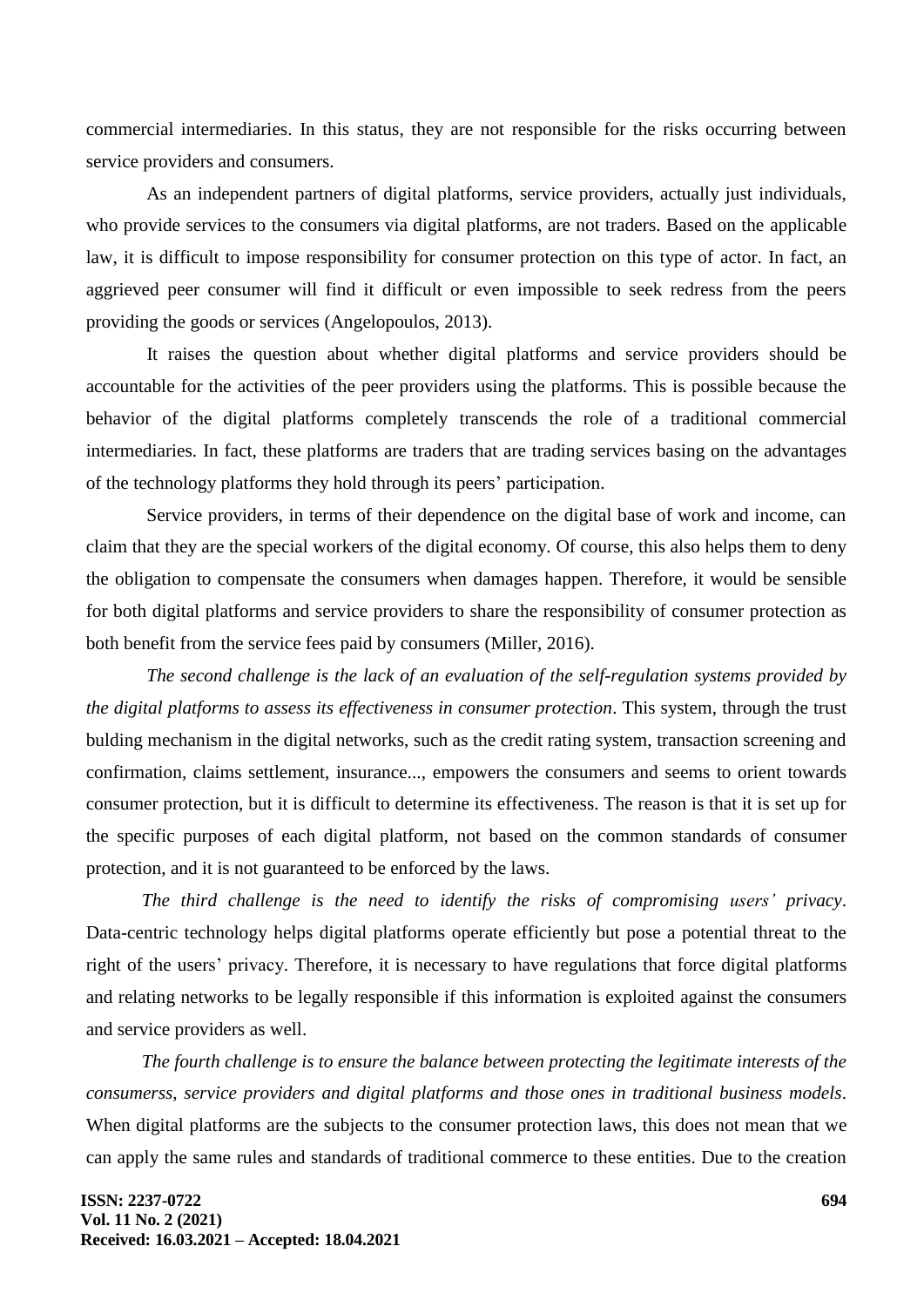commercial intermediaries. In this status, they are not responsible for the risks occurring between service providers and consumers.

As an independent partners of digital platforms, service providers, actually just individuals, who provide services to the consumers via digital platforms, are not traders. Based on the applicable law, it is difficult to impose responsibility for consumer protection on this type of actor. In fact, an aggrieved peer consumer will find it difficult or even impossible to seek redress from the peers providing the goods or services (Angelopoulos, 2013).

It raises the question about whether digital platforms and service providers should be accountable for the activities of the peer providers using the platforms. This is possible because the behavior of the digital platforms completely transcends the role of a traditional commercial intermediaries. In fact, these platforms are traders that are trading services basing on the advantages of the technology platforms they hold through its peers' participation.

Service providers, in terms of their dependence on the digital base of work and income, can claim that they are the special workers of the digital economy. Of course, this also helps them to deny the obligation to compensate the consumers when damages happen. Therefore, it would be sensible for both digital platforms and service providers to share the responsibility of consumer protection as both benefit from the service fees paid by consumers (Miller, 2016).

*The second challenge is the lack of an evaluation of the self-regulation systems provided by the digital platforms to assess its effectiveness in consumer protection*. This system, through the trust bulding mechanism in the digital networks, such as the credit rating system, transaction screening and confirmation, claims settlement, insurance..., empowers the consumers and seems to orient towards consumer protection, but it is difficult to determine its effectiveness. The reason is that it is set up for the specific purposes of each digital platform, not based on the common standards of consumer protection, and it is not guaranteed to be enforced by the laws.

*The third challenge is the need to identify the risks of compromising users' privacy*. Data-centric technology helps digital platforms operate efficiently but pose a potential threat to the right of the users' privacy. Therefore, it is necessary to have regulations that force digital platforms and relating networks to be legally responsible if this information is exploited against the consumers and service providers as well.

*The fourth challenge is to ensure the balance between protecting the legitimate interests of the consumerss, service providers and digital platforms and those ones in traditional business models*. When digital platforms are the subjects to the consumer protection laws, this does not mean that we can apply the same rules and standards of traditional commerce to these entities. Due to the creation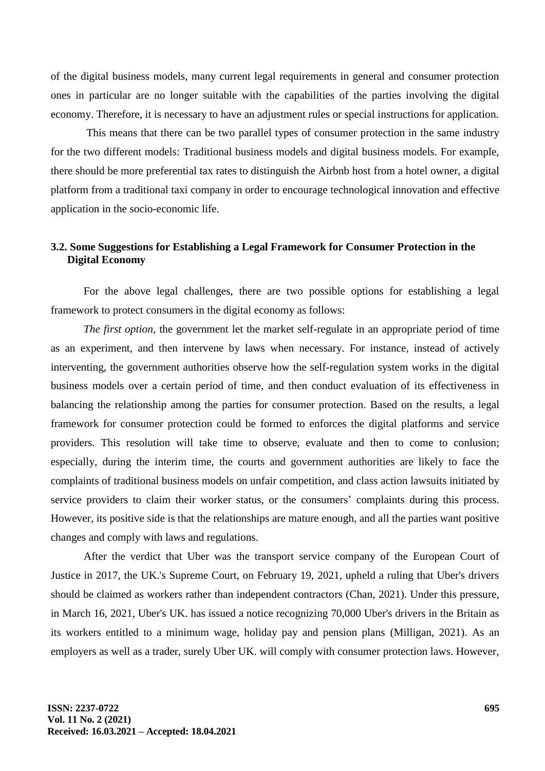of the digital business models, many current legal requirements in general and consumer protection ones in particular are no longer suitable with the capabilities of the parties involving the digital economy. Therefore, it is necessary to have an adjustment rules or special instructions for application.

This means that there can be two parallel types of consumer protection in the same industry for the two different models: Traditional business models and digital business models. For example, there should be more preferential tax rates to distinguish the Airbnb host from a hotel owner, a digital platform from a traditional taxi company in order to encourage technological innovation and effective application in the socio-economic life.

### 3.2. Some Suggestions for Establishing a Legal Framework for Consumer Protection in the Digital Economy

For the above legal challenges, there are two possible options for establishing a legal framework to protect consumers in the digital economy as follows:

*The first option,* the government let the market self-regulate in an appropriate period of time as an experiment, and then intervene by laws when necessary. For instance, instead of actively interventing, the government authorities observe how the self-regulation system works in the digital business models over a certain period of time, and then conduct evaluation of its effectiveness in balancing the relationship among the parties for consumer protection. Based on the results, a legal framework for consumer protection could be formed to enforces the digital platforms and service providers. This resolution will take time to observe, evaluate and then to come to conlusion; especially, during the interim time, the courts and government authorities are likely to face the complaints of traditional business models on unfair competition, and class action lawsuits initiated by service providers to claim their worker status, or the consumers' complaints during this process. However, its positive side is that the relationships are mature enough, and all the parties want positive changes and comply with laws and regulations.

After the verdict that Uber was the transport service company of the European Court of Justice in 2017, the UK.'s Supreme Court, on February 19, 2021, upheld a ruling that Uber's drivers should be claimed as workers rather than independent contractors (Chan, 2021). Under this pressure, in March 16, 2021, Uber's UK. has issued a notice recognizing 70,000 Uber's drivers in the Britain as its workers entitled to a minimum wage, holiday pay and pension plans (Milligan, 2021). As an employers as well as a trader, surely Uber UK. will comply with consumer protection laws. However,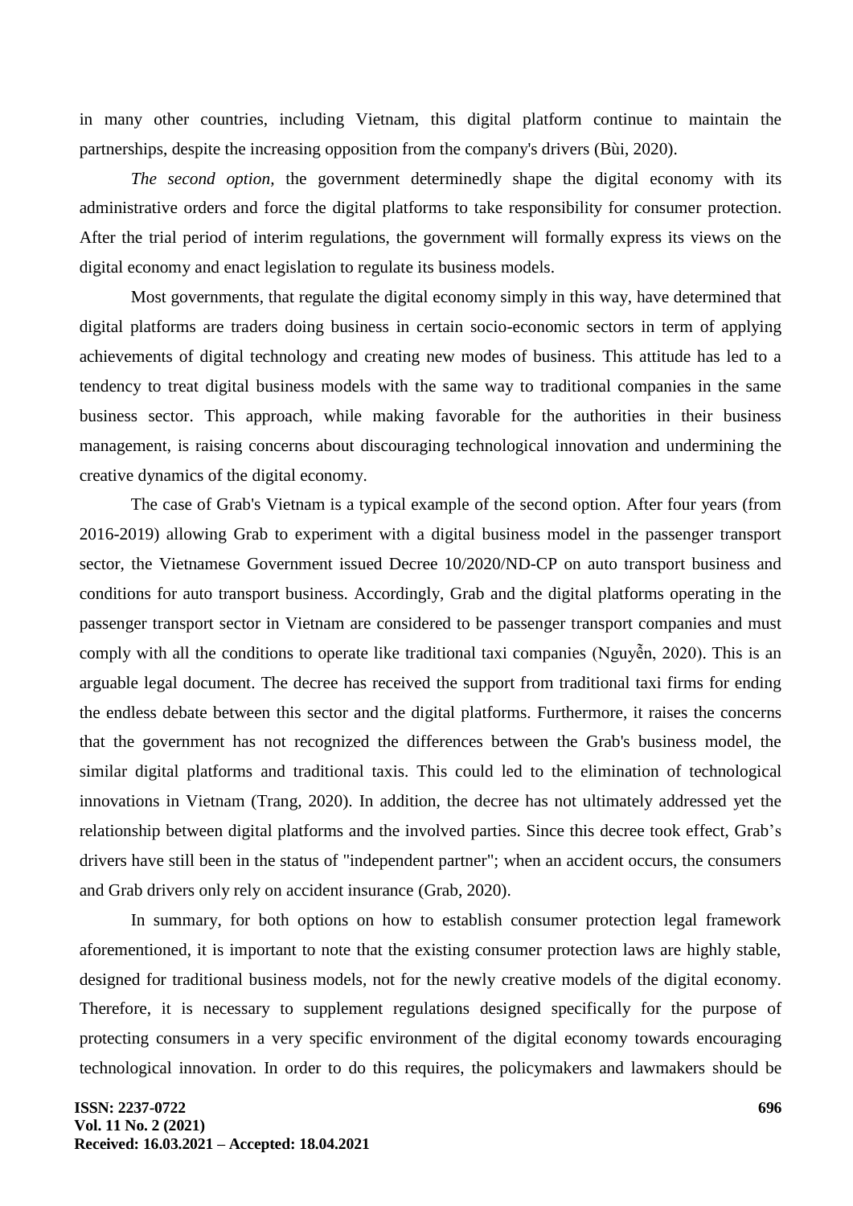in many other countries, including Vietnam, this digital platform continue to maintain the partnerships, despite the increasing opposition from the company's drivers (Bùi, 2020).

*The second option,* the government determinedly shape the digital economy with its administrative orders and force the digital platforms to take responsibility for consumer protection. After the trial period of interim regulations, the government will formally express its views on the digital economy and enact legislation to regulate its business models.

Most governments, that regulate the digital economy simply in this way, have determined that digital platforms are traders doing business in certain socio-economic sectors in term of applying achievements of digital technology and creating new modes of business. This attitude has led to a tendency to treat digital business models with the same way to traditional companies in the same business sector. This approach, while making favorable for the authorities in their business management, is raising concerns about discouraging technological innovation and undermining the creative dynamics of the digital economy.

The case of Grab's Vietnam is a typical example of the second option. After four years (from 2016-2019) allowing Grab to experiment with a digital business model in the passenger transport sector, the Vietnamese Government issued Decree 10/2020/ND-CP on auto transport business and conditions for auto transport business. Accordingly, Grab and the digital platforms operating in the passenger transport sector in Vietnam are considered to be passenger transport companies and must comply with all the conditions to operate like traditional taxi companies (Nguyễn, 2020). This is an arguable legal document. The decree has received the support from traditional taxi firms for ending the endless debate between this sector and the digital platforms. Furthermore, it raises the concerns that the government has not recognized the differences between the Grab's business model, the similar digital platforms and traditional taxis. This could led to the elimination of technological innovations in Vietnam (Trang, 2020). In addition, the decree has not ultimately addressed yet the relationship between digital platforms and the involved parties. Since this decree took effect, Grab's drivers have still been in the status of "independent partner"; when an accident occurs, the consumers and Grab drivers only rely on accident insurance (Grab, 2020).

In summary, for both options on how to establish consumer protection legal framework aforementioned, it is important to note that the existing consumer protection laws are highly stable, designed for traditional business models, not for the newly creative models of the digital economy. Therefore, it is necessary to supplement regulations designed specifically for the purpose of protecting consumers in a very specific environment of the digital economy towards encouraging technological innovation. In order to do this requires, the policymakers and lawmakers should be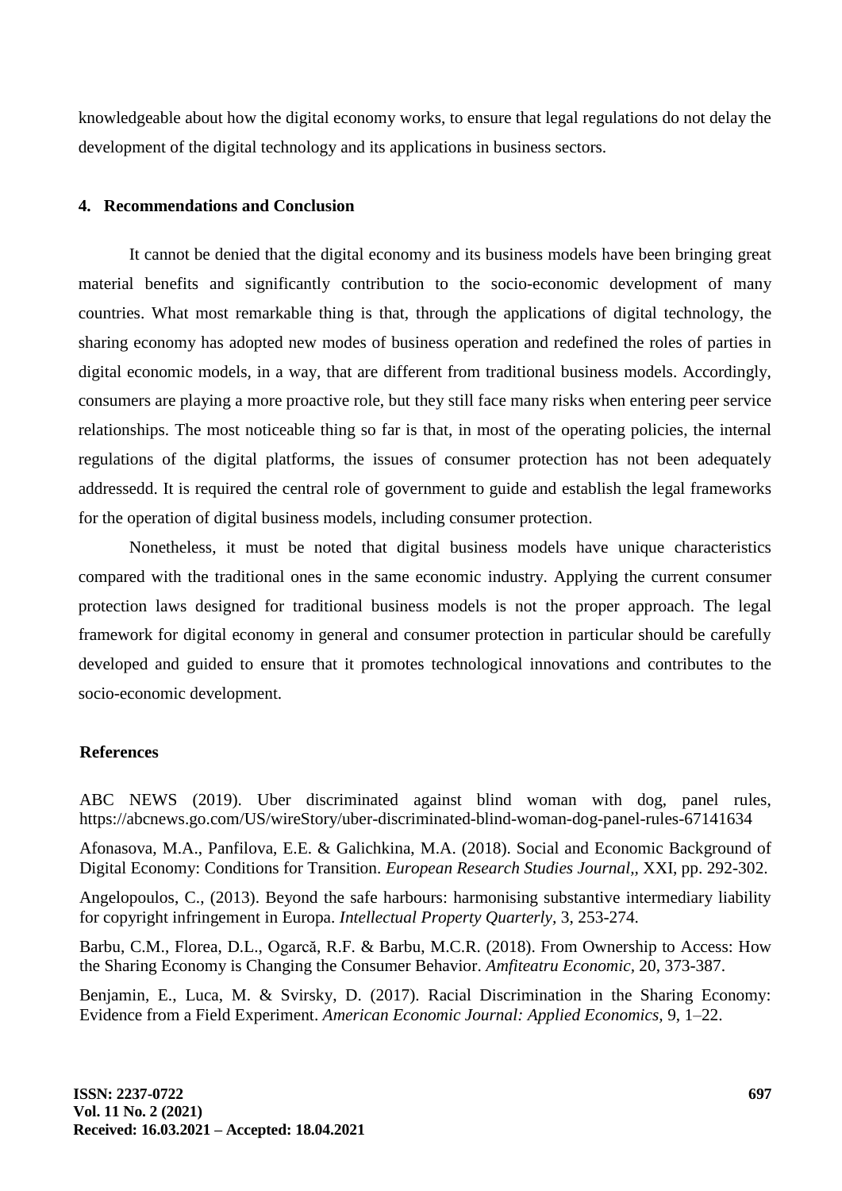knowledgeable about how the digital economy works, to ensure that legal regulations do not delay the development of the digital technology and its applications in business sectors.

## 4. Recommendations and Conclusion

It cannot be denied that the digital economy and its business models have been bringing great material benefits and significantly contribution to the socio-economic development of many countries. What most remarkable thing is that, through the applications of digital technology, the sharing economy has adopted new modes of business operation and redefined the roles of parties in digital economic models, in a way, that are different from traditional business models. Accordingly, consumers are playing a more proactive role, but they still face many risks when entering peer service relationships. The most noticeable thing so far is that, in most of the operating policies, the internal regulations of the digital platforms, the issues of consumer protection has not been adequately addressedd. It is required the central role of government to guide and establish the legal frameworks for the operation of digital business models, including consumer protection.

Nonetheless, it must be noted that digital business models have unique characteristics compared with the traditional ones in the same economic industry. Applying the current consumer protection laws designed for traditional business models is not the proper approach. The legal framework for digital economy in general and consumer protection in particular should be carefully developed and guided to ensure that it promotes technological innovations and contributes to the socio-economic development.

## References

ABC NEWS (2019). Uber discriminated against blind woman with dog, panel rules, https://abcnews.go.com/US/wireStory/uber-discriminated-blind-woman-dog-panel-rules-67141634

Afonasova, M.A., Panfilova, E.E. & Galichkina, M.A. (2018). Social and Economic Background of Digital Economy: Conditions for Transition. *European Research Studies Journal*,, XXI, pp. 292-302.

Angelopoulos, C., (2013). Beyond the safe harbours: harmonising substantive intermediary liability for copyright infringement in Europa. *Intellectual Property Quarterly*, 3, 253-274.

Barbu, C.M., Florea, D.L., Ogarcă, R.F. & Barbu, M.C.R. (2018). From Ownership to Access: How the Sharing Economy is Changing the Consumer Behavior. *Amfiteatru Economic*, 20, 373-387.

Benjamin, E., Luca, M. & Svirsky, D. (2017). Racial Discrimination in the Sharing Economy: Evidence from a Field Experiment. *American Economic Journal: Applied Economics*, 9, 1–22.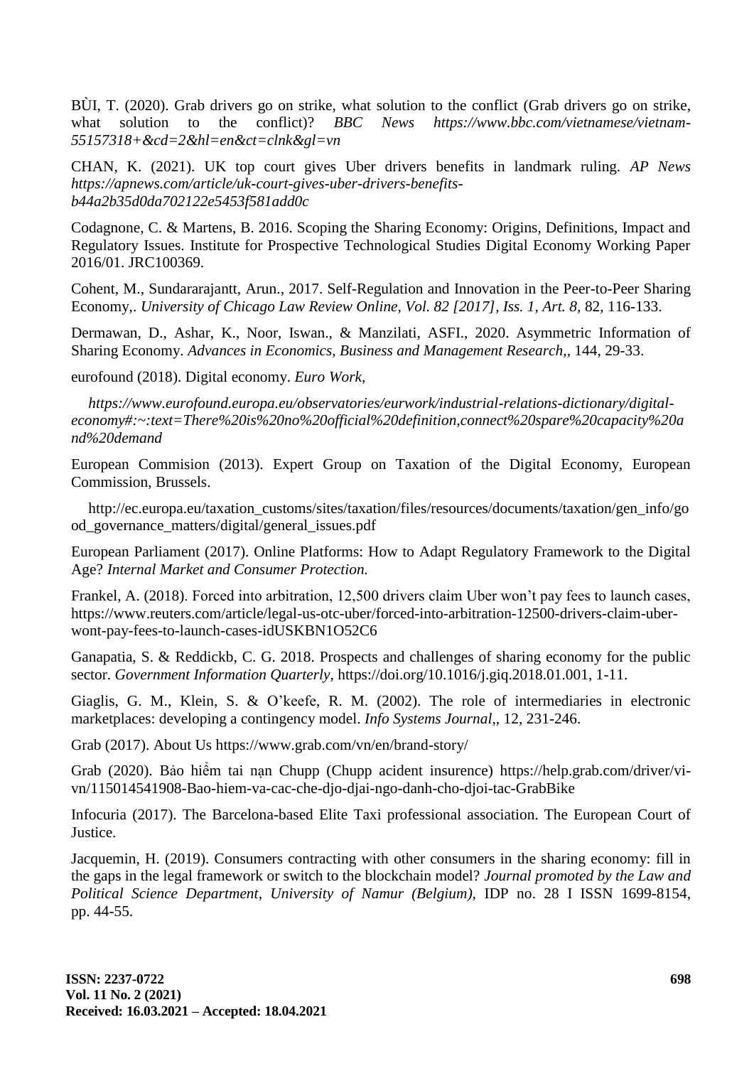BÙI, T. (2020). Grab drivers go on strike, what solution to the conflict (Grab drivers go on strike, what solution to the conflict)? *BBC News https://www.bbc.com/vietnamese/vietnam-55157318+&cd=2&hl=en&ct=clnk&gl=vn*

CHAN, K. (2021). UK top court gives Uber drivers benefits in landmark ruling. *AP News https://apnews.com/article/uk-court-gives-uber-drivers-benefits-b44a2b35d0da702122e5453f581add0c*

Codagnone, C. & Martens, B. 2016. Scoping the Sharing Economy: Origins, Definitions, Impact and Regulatory Issues. Institute for Prospective Technological Studies Digital Economy Working Paper 2016/01. JRC100369.

Cohent, M., Sundararajantt, Arun., 2017. Self-Regulation and Innovation in the Peer-to-Peer Sharing Economy,. *University of Chicago Law Review Online, Vol. 82 [2017], Iss. 1, Art. 8,* 82, 116-133.

Dermawan, D., Ashar, K., Noor, Iswan., & Manzilati, ASFI., 2020. Asymmetric Information of Sharing Economy. *Advances in Economics, Business and Management Research,*, 144, 29-33.

eurofound (2018). Digital economy. *Euro Work,*

*https://www.eurofound.europa.eu/observatories/eurwork/industrial-relations-dictionary/digital-economy#:~:text=There%20is%20no%20official%20definition,connect%20spare%20capacity%20and%20demand*

European Commision (2013). Expert Group on Taxation of the Digital Economy, European Commission, Brussels.

http://ec.europa.eu/taxation_customs/sites/taxation/files/resources/documents/taxation/gen_info/good_governance_matters/digital/general_issues.pdf

European Parliament (2017). Online Platforms: How to Adapt Regulatory Framework to the Digital Age? *Internal Market and Consumer Protection.*

Frankel, A. (2018). Forced into arbitration, 12,500 drivers claim Uber won't pay fees to launch cases, https://www.reuters.com/article/legal-us-otc-uber/forced-into-arbitration-12500-drivers-claim-uber-wont-pay-fees-to-launch-cases-idUSKBN1O52C6

Ganapatia, S. & Reddickb, C. G. 2018. Prospects and challenges of sharing economy for the public sector. *Government Information Quarterly,* https://doi.org/10.1016/j.giq.2018.01.001, 1-11.

Giaglis, G. M., Klein, S. & O'keefe, R. M. (2002). The role of intermediaries in electronic marketplaces: developing a contingency model. *Info Systems Journal,*, 12, 231-246.

Grab (2017). About Us https://www.grab.com/vn/en/brand-story/

Grab (2020). Bảo hiểm tai nạn Chupp (Chupp acident insurence) https://help.grab.com/driver/vi-vn/115014541908-Bao-hiem-va-cac-che-djo-djai-ngo-danh-cho-djoi-tac-GrabBike

Infocuria (2017). The Barcelona-based Elite Taxi professional association. The European Court of Justice.

Jacquemin, H. (2019). Consumers contracting with other consumers in the sharing economy: fill in the gaps in the legal framework or switch to the blockchain model? *Journal promoted by the Law and Political Science Department, University of Namur (Belgium),* IDP no. 28 I ISSN 1699-8154, pp. 44-55.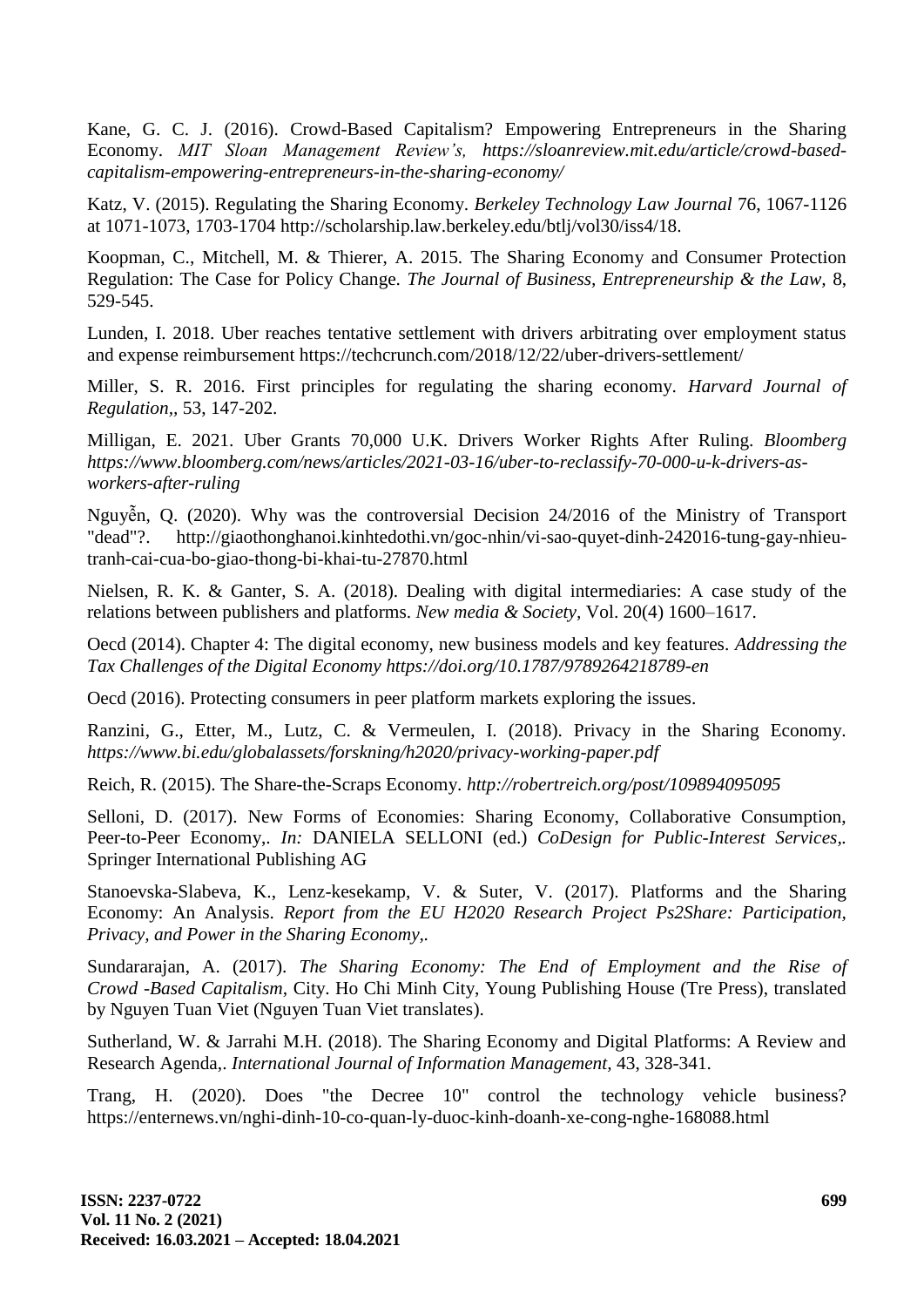Kane, G. C. J. (2016). Crowd-Based Capitalism? Empowering Entrepreneurs in the Sharing Economy. *MIT Sloan Management Review's, https://sloanreview.mit.edu/article/crowd-based-capitalism-empowering-entrepreneurs-in-the-sharing-economy/*

Katz, V. (2015). Regulating the Sharing Economy. *Berkeley Technology Law Journal* 76, 1067-1126 at 1071-1073, 1703-1704 http://scholarship.law.berkeley.edu/btlj/vol30/iss4/18.

Koopman, C., Mitchell, M. & Thierer, A. 2015. The Sharing Economy and Consumer Protection Regulation: The Case for Policy Change. *The Journal of Business, Entrepreneurship & the Law,* 8, 529-545.

Lunden, I. 2018. Uber reaches tentative settlement with drivers arbitrating over employment status and expense reimbursement https://techcrunch.com/2018/12/22/uber-drivers-settlement/

Miller, S. R. 2016. First principles for regulating the sharing economy. *Harvard Journal of Regulation,,* 53, 147-202.

Milligan, E. 2021. Uber Grants 70,000 U.K. Drivers Worker Rights After Ruling. *Bloomberg https://www.bloomberg.com/news/articles/2021-03-16/uber-to-reclassify-70-000-u-k-drivers-as-workers-after-ruling*

Nguyễn, Q. (2020). Why was the controversial Decision 24/2016 of the Ministry of Transport "dead"?. http://giaothonghanoi.kinhtedothi.vn/goc-nhin/vi-sao-quyet-dinh-242016-tung-gay-nhieu-tranh-cai-cua-bo-giao-thong-bi-khai-tu-27870.html

Nielsen, R. K. & Ganter, S. A. (2018). Dealing with digital intermediaries: A case study of the relations between publishers and platforms. *New media & Society*, Vol. 20(4) 1600–1617.

Oecd (2014). Chapter 4: The digital economy, new business models and key features. *Addressing the Tax Challenges of the Digital Economy https://doi.org/10.1787/9789264218789-en*

Oecd (2016). Protecting consumers in peer platform markets exploring the issues.

Ranzini, G., Etter, M., Lutz, C. & Vermeulen, I. (2018). Privacy in the Sharing Economy. *https://www.bi.edu/globalassets/forskning/h2020/privacy-working-paper.pdf*

Reich, R. (2015). The Share-the-Scraps Economy. *http://robertreich.org/post/109894095095*

Selloni, D. (2017). New Forms of Economies: Sharing Economy, Collaborative Consumption, Peer-to-Peer Economy,. *In:* DANIELA SELLONI (ed.) *CoDesign for Public-Interest Services,.* Springer International Publishing AG

Stanoevska-Slabeva, K., Lenz-kesekamp, V. & Suter, V. (2017). Platforms and the Sharing Economy: An Analysis. *Report from the EU H2020 Research Project Ps2Share: Participation, Privacy, and Power in the Sharing Economy,.*

Sundararajan, A. (2017). *The Sharing Economy: The End of Employment and the Rise of Crowd -Based Capitalism,* City. Ho Chi Minh City, Young Publishing House (Tre Press), translated by Nguyen Tuan Viet (Nguyen Tuan Viet translates).

Sutherland, W. & Jarrahi M.H. (2018). The Sharing Economy and Digital Platforms: A Review and Research Agenda,. *International Journal of Information Management,* 43, 328-341.

Trang, H. (2020). Does "the Decree 10" control the technology vehicle business? https://enternews.vn/nghi-dinh-10-co-quan-ly-duoc-kinh-doanh-xe-cong-nghe-168088.html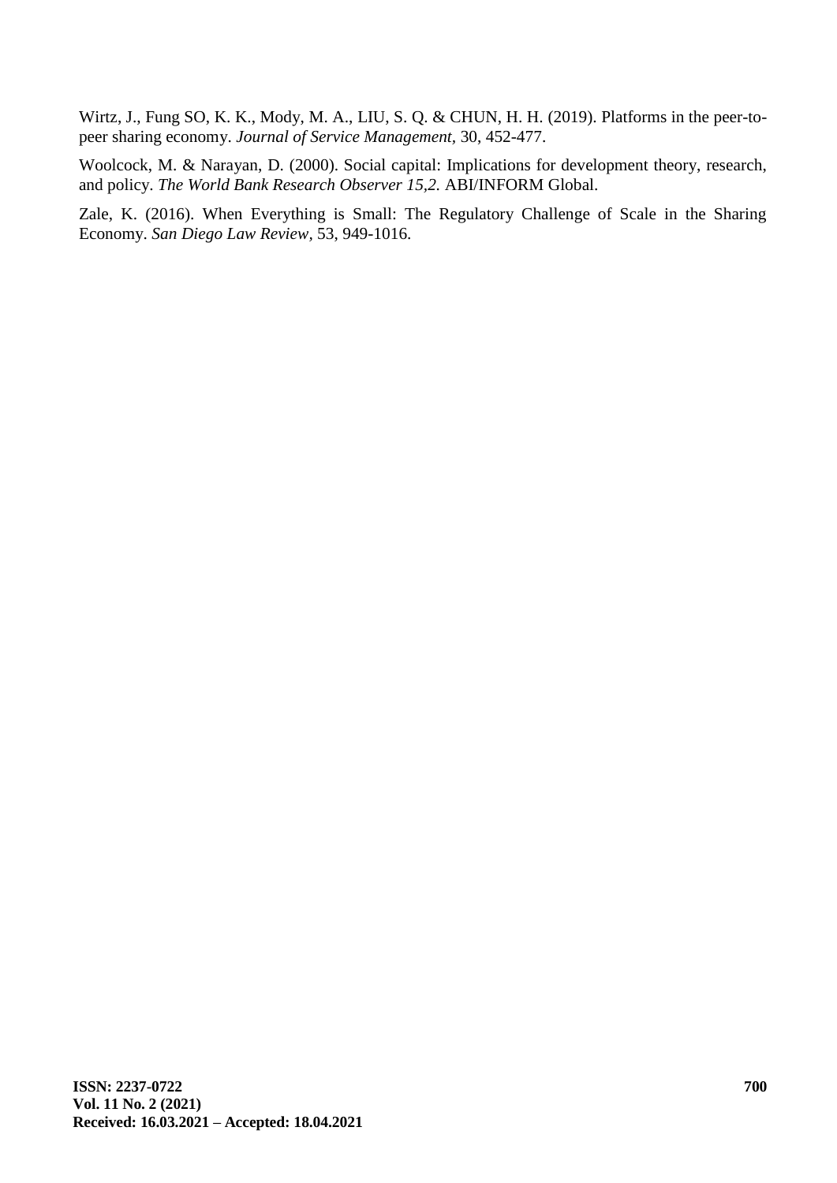Wirtz, J., Fung SO, K. K., Mody, M. A., LIU, S. Q. & CHUN, H. H. (2019). Platforms in the peer-to-peer sharing economy. *Journal of Service Management*, 30, 452-477.

Woolcock, M. & Narayan, D. (2000). Social capital: Implications for development theory, research, and policy. *The World Bank Research Observer 15,2.* ABI/INFORM Global.

Zale, K. (2016). When Everything is Small: The Regulatory Challenge of Scale in the Sharing Economy. *San Diego Law Review*, 53, 949-1016.